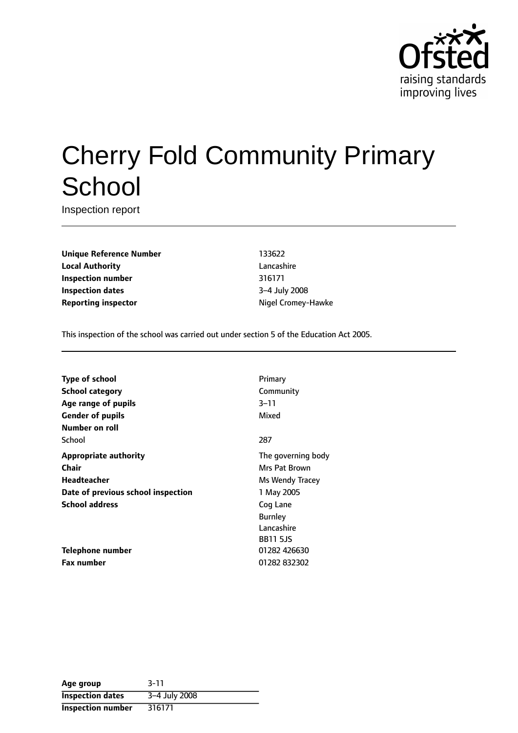# Cherry Fold Community Primary School

Inspection report

| | |
|---|---|
| **Unique Reference Number** | 133622 |
| **Local Authority** | Lancashire |
| **Inspection number** | 316171 |
| **Inspection dates** | 3–4 July 2008 |
| **Reporting inspector** | Nigel Cromey-Hawke |

This inspection of the school was carried out under section 5 of the Education Act 2005.

| | |
|---|---|
| **Type of school** | Primary |
| **School category** | Community |
| **Age range of pupils** | 3–11 |
| **Gender of pupils** | Mixed |
| **Number on roll** | |
| School | 287 |
| **Appropriate authority** | The governing body |
| **Chair** | Mrs Pat Brown |
| **Headteacher** | Ms Wendy Tracey |
| **Date of previous school inspection** | 1 May 2005 |
| **School address** | Cog Lane<br>Burnley<br>Lancashire<br>BB11 5JS |
| **Telephone number** | 01282 426630 |
| **Fax number** | 01282 832302 |

| | |
|---|---|
| **Age group** | 3-11 |
| **Inspection dates** | 3–4 July 2008 |
| **Inspection number** | 316171 |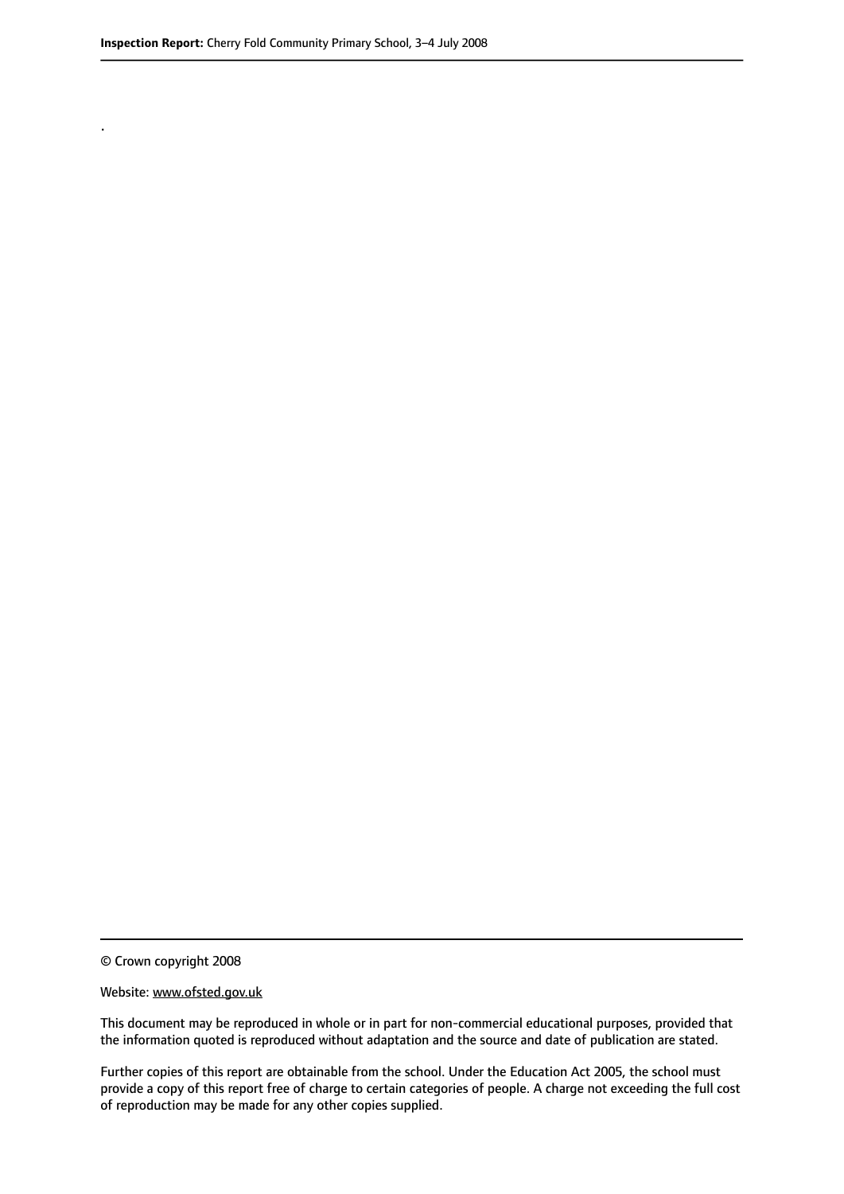.

© Crown copyright 2008

Website: www.ofsted.gov.uk

This document may be reproduced in whole or in part for non-commercial educational purposes, provided that the information quoted is reproduced without adaptation and the source and date of publication are stated.

Further copies of this report are obtainable from the school. Under the Education Act 2005, the school must provide a copy of this report free of charge to certain categories of people. A charge not exceeding the full cost of reproduction may be made for any other copies supplied.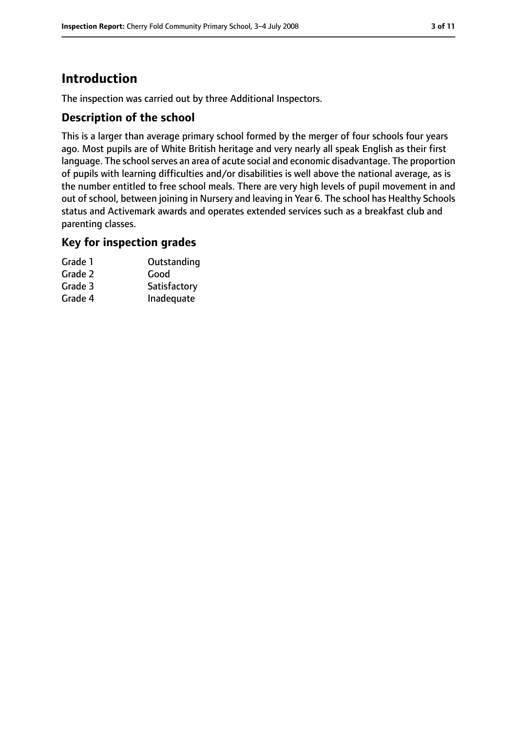# Introduction

The inspection was carried out by three Additional Inspectors.

## Description of the school

This is a larger than average primary school formed by the merger of four schools four years ago. Most pupils are of White British heritage and very nearly all speak English as their first language. The school serves an area of acute social and economic disadvantage. The proportion of pupils with learning difficulties and/or disabilities is well above the national average, as is the number entitled to free school meals. There are very high levels of pupil movement in and out of school, between joining in Nursery and leaving in Year 6. The school has Healthy Schools status and Activemark awards and operates extended services such as a breakfast club and parenting classes.

## Key for inspection grades

| | |
|---|---|
| Grade 1 | Outstanding |
| Grade 2 | Good |
| Grade 3 | Satisfactory |
| Grade 4 | Inadequate |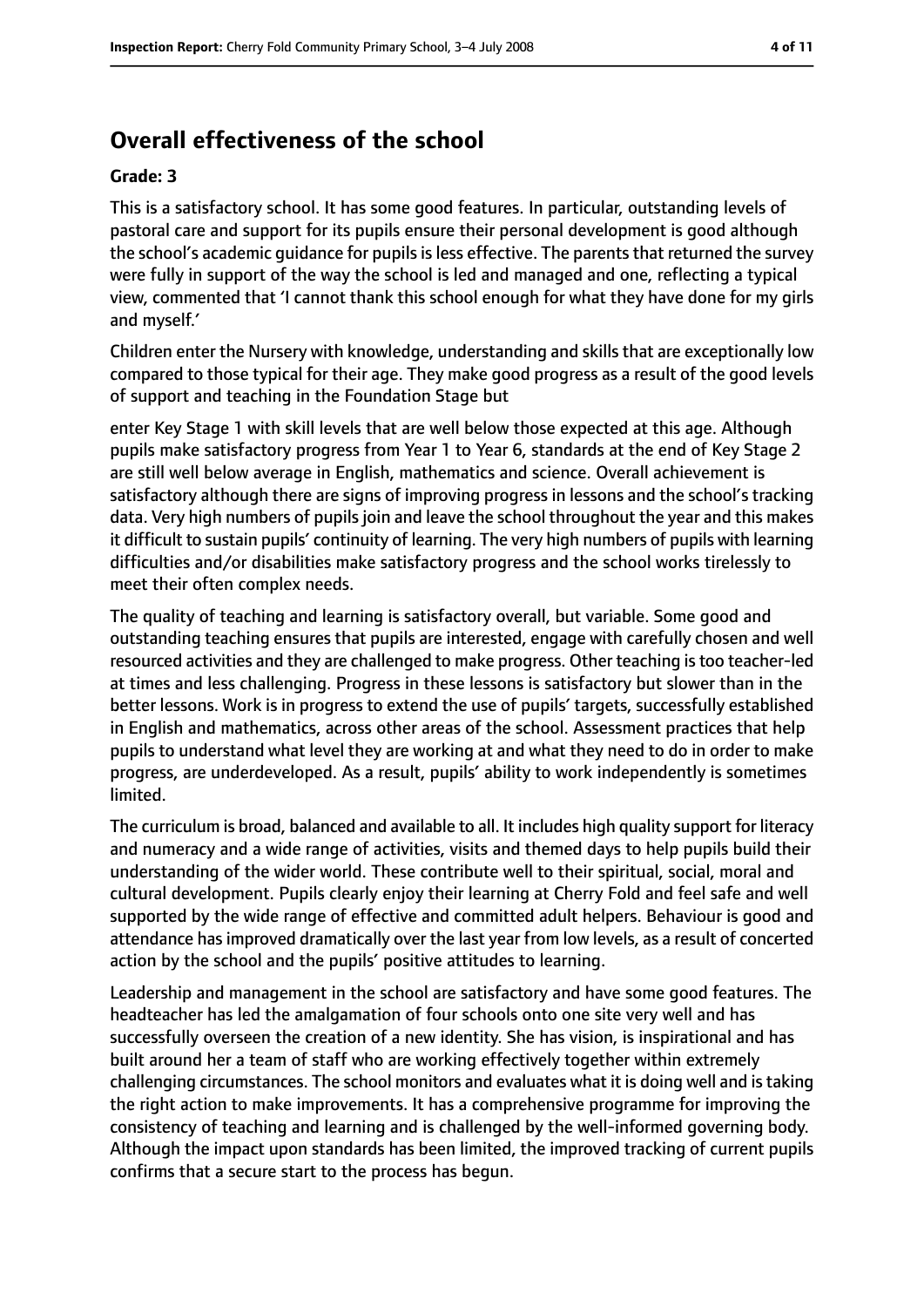## Overall effectiveness of the school

### Grade: 3

This is a satisfactory school. It has some good features. In particular, outstanding levels of pastoral care and support for its pupils ensure their personal development is good although the school's academic guidance for pupils is less effective. The parents that returned the survey were fully in support of the way the school is led and managed and one, reflecting a typical view, commented that 'I cannot thank this school enough for what they have done for my girls and myself.'

Children enter the Nursery with knowledge, understanding and skills that are exceptionally low compared to those typical for their age. They make good progress as a result of the good levels of support and teaching in the Foundation Stage but

enter Key Stage 1 with skill levels that are well below those expected at this age. Although pupils make satisfactory progress from Year 1 to Year 6, standards at the end of Key Stage 2 are still well below average in English, mathematics and science. Overall achievement is satisfactory although there are signs of improving progress in lessons and the school's tracking data. Very high numbers of pupils join and leave the school throughout the year and this makes it difficult to sustain pupils' continuity of learning. The very high numbers of pupils with learning difficulties and/or disabilities make satisfactory progress and the school works tirelessly to meet their often complex needs.

The quality of teaching and learning is satisfactory overall, but variable. Some good and outstanding teaching ensures that pupils are interested, engage with carefully chosen and well resourced activities and they are challenged to make progress. Other teaching is too teacher-led at times and less challenging. Progress in these lessons is satisfactory but slower than in the better lessons. Work is in progress to extend the use of pupils' targets, successfully established in English and mathematics, across other areas of the school. Assessment practices that help pupils to understand what level they are working at and what they need to do in order to make progress, are underdeveloped. As a result, pupils' ability to work independently is sometimes limited.

The curriculum is broad, balanced and available to all. It includes high quality support for literacy and numeracy and a wide range of activities, visits and themed days to help pupils build their understanding of the wider world. These contribute well to their spiritual, social, moral and cultural development. Pupils clearly enjoy their learning at Cherry Fold and feel safe and well supported by the wide range of effective and committed adult helpers. Behaviour is good and attendance has improved dramatically over the last year from low levels, as a result of concerted action by the school and the pupils' positive attitudes to learning.

Leadership and management in the school are satisfactory and have some good features. The headteacher has led the amalgamation of four schools onto one site very well and has successfully overseen the creation of a new identity. She has vision, is inspirational and has built around her a team of staff who are working effectively together within extremely challenging circumstances. The school monitors and evaluates what it is doing well and is taking the right action to make improvements. It has a comprehensive programme for improving the consistency of teaching and learning and is challenged by the well-informed governing body. Although the impact upon standards has been limited, the improved tracking of current pupils confirms that a secure start to the process has begun.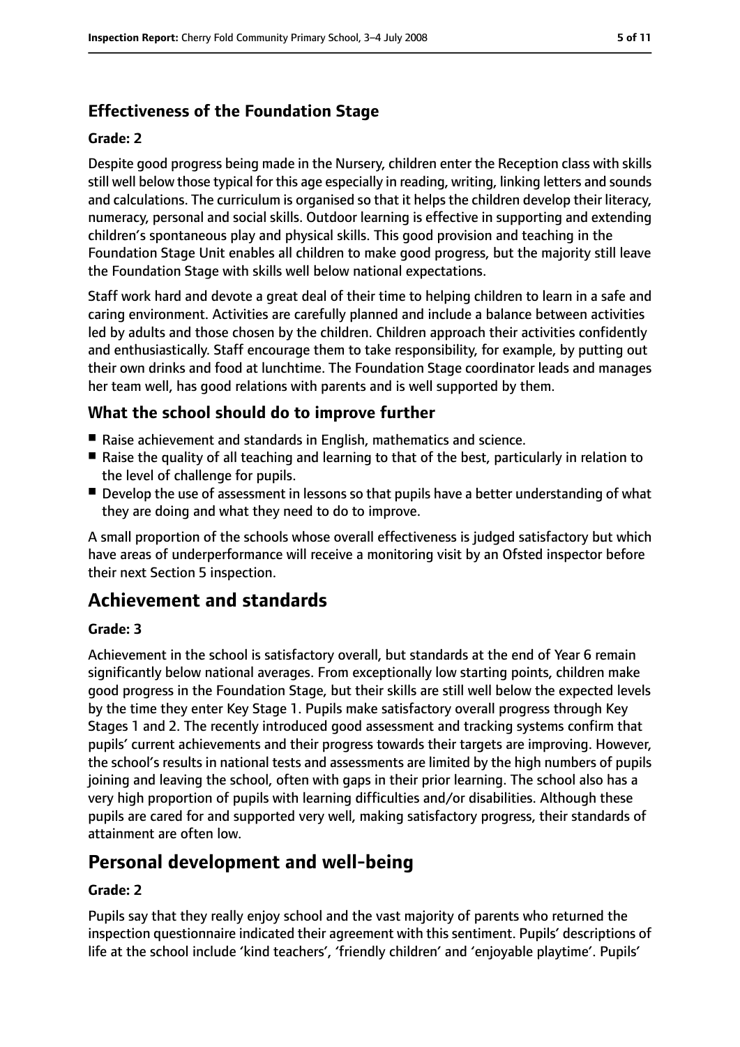### Effectiveness of the Foundation Stage

#### Grade: 2

Despite good progress being made in the Nursery, children enter the Reception class with skills still well below those typical for this age especially in reading, writing, linking letters and sounds and calculations. The curriculum is organised so that it helps the children develop their literacy, numeracy, personal and social skills. Outdoor learning is effective in supporting and extending children's spontaneous play and physical skills. This good provision and teaching in the Foundation Stage Unit enables all children to make good progress, but the majority still leave the Foundation Stage with skills well below national expectations.

Staff work hard and devote a great deal of their time to helping children to learn in a safe and caring environment. Activities are carefully planned and include a balance between activities led by adults and those chosen by the children. Children approach their activities confidently and enthusiastically. Staff encourage them to take responsibility, for example, by putting out their own drinks and food at lunchtime. The Foundation Stage coordinator leads and manages her team well, has good relations with parents and is well supported by them.

### What the school should do to improve further

- Raise achievement and standards in English, mathematics and science.
- Raise the quality of all teaching and learning to that of the best, particularly in relation to the level of challenge for pupils.
- Develop the use of assessment in lessons so that pupils have a better understanding of what they are doing and what they need to do to improve.

A small proportion of the schools whose overall effectiveness is judged satisfactory but which have areas of underperformance will receive a monitoring visit by an Ofsted inspector before their next Section 5 inspection.

## Achievement and standards

#### Grade: 3

Achievement in the school is satisfactory overall, but standards at the end of Year 6 remain significantly below national averages. From exceptionally low starting points, children make good progress in the Foundation Stage, but their skills are still well below the expected levels by the time they enter Key Stage 1. Pupils make satisfactory overall progress through Key Stages 1 and 2. The recently introduced good assessment and tracking systems confirm that pupils' current achievements and their progress towards their targets are improving. However, the school's results in national tests and assessments are limited by the high numbers of pupils joining and leaving the school, often with gaps in their prior learning. The school also has a very high proportion of pupils with learning difficulties and/or disabilities. Although these pupils are cared for and supported very well, making satisfactory progress, their standards of attainment are often low.

## Personal development and well-being

#### Grade: 2

Pupils say that they really enjoy school and the vast majority of parents who returned the inspection questionnaire indicated their agreement with this sentiment. Pupils' descriptions of life at the school include 'kind teachers', 'friendly children' and 'enjoyable playtime'. Pupils'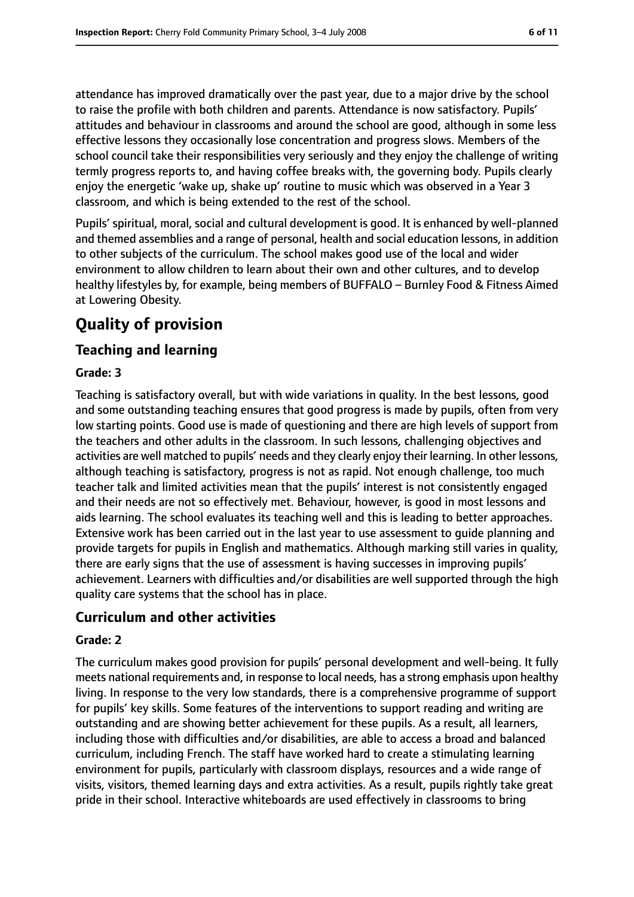attendance has improved dramatically over the past year, due to a major drive by the school to raise the profile with both children and parents. Attendance is now satisfactory. Pupils' attitudes and behaviour in classrooms and around the school are good, although in some less effective lessons they occasionally lose concentration and progress slows. Members of the school council take their responsibilities very seriously and they enjoy the challenge of writing termly progress reports to, and having coffee breaks with, the governing body. Pupils clearly enjoy the energetic 'wake up, shake up' routine to music which was observed in a Year 3 classroom, and which is being extended to the rest of the school.

Pupils' spiritual, moral, social and cultural development is good. It is enhanced by well-planned and themed assemblies and a range of personal, health and social education lessons, in addition to other subjects of the curriculum. The school makes good use of the local and wider environment to allow children to learn about their own and other cultures, and to develop healthy lifestyles by, for example, being members of BUFFALO – Burnley Food & Fitness Aimed at Lowering Obesity.

# Quality of provision

## Teaching and learning

**Grade: 3**

Teaching is satisfactory overall, but with wide variations in quality. In the best lessons, good and some outstanding teaching ensures that good progress is made by pupils, often from very low starting points. Good use is made of questioning and there are high levels of support from the teachers and other adults in the classroom. In such lessons, challenging objectives and activities are well matched to pupils' needs and they clearly enjoy their learning. In other lessons, although teaching is satisfactory, progress is not as rapid. Not enough challenge, too much teacher talk and limited activities mean that the pupils' interest is not consistently engaged and their needs are not so effectively met. Behaviour, however, is good in most lessons and aids learning. The school evaluates its teaching well and this is leading to better approaches. Extensive work has been carried out in the last year to use assessment to guide planning and provide targets for pupils in English and mathematics. Although marking still varies in quality, there are early signs that the use of assessment is having successes in improving pupils' achievement. Learners with difficulties and/or disabilities are well supported through the high quality care systems that the school has in place.

## Curriculum and other activities

**Grade: 2**

The curriculum makes good provision for pupils' personal development and well-being. It fully meets national requirements and, in response to local needs, has a strong emphasis upon healthy living. In response to the very low standards, there is a comprehensive programme of support for pupils' key skills. Some features of the interventions to support reading and writing are outstanding and are showing better achievement for these pupils. As a result, all learners, including those with difficulties and/or disabilities, are able to access a broad and balanced curriculum, including French. The staff have worked hard to create a stimulating learning environment for pupils, particularly with classroom displays, resources and a wide range of visits, visitors, themed learning days and extra activities. As a result, pupils rightly take great pride in their school. Interactive whiteboards are used effectively in classrooms to bring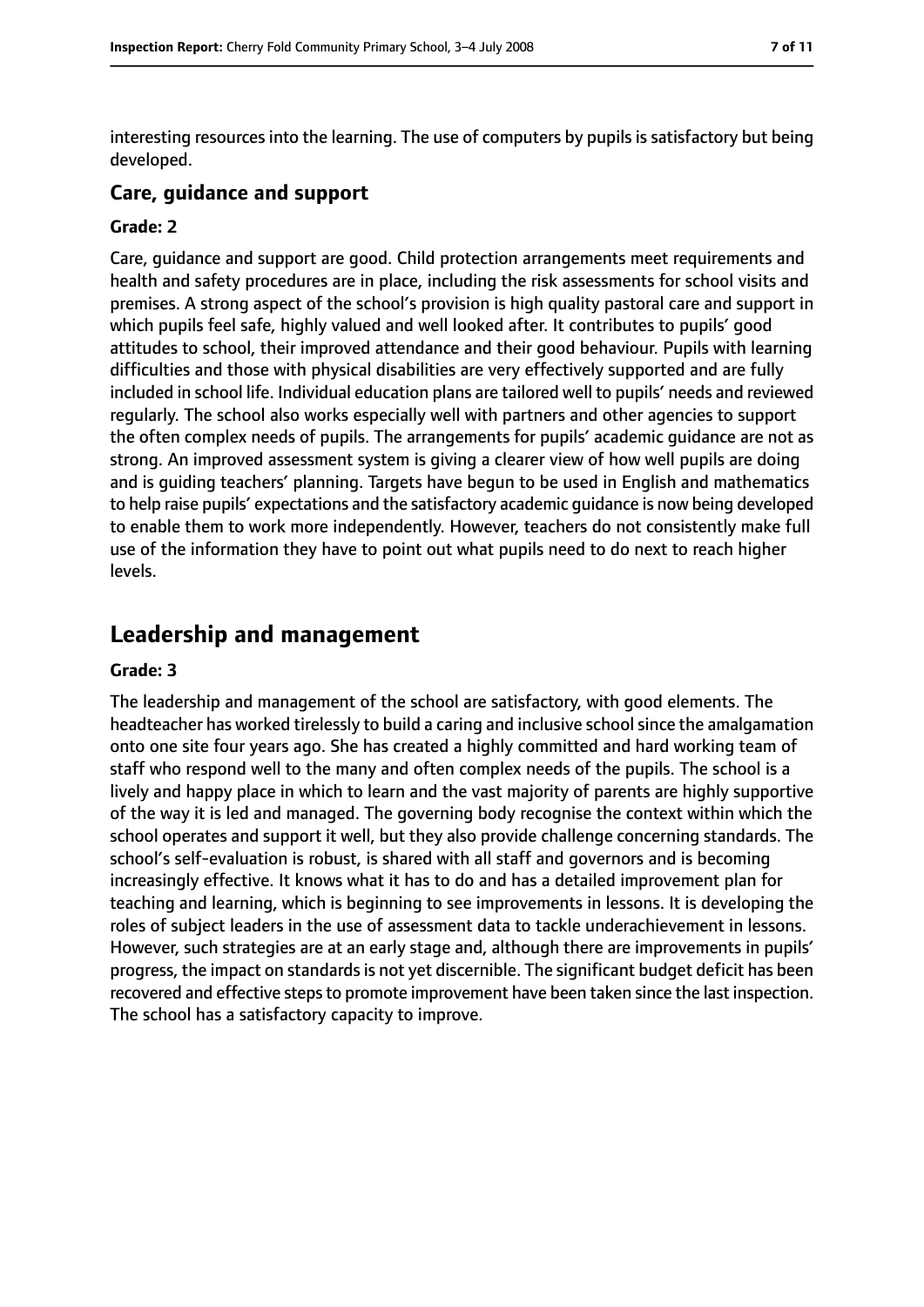interesting resources into the learning. The use of computers by pupils is satisfactory but being developed.

### Care, guidance and support

#### Grade: 2

Care, guidance and support are good. Child protection arrangements meet requirements and health and safety procedures are in place, including the risk assessments for school visits and premises. A strong aspect of the school's provision is high quality pastoral care and support in which pupils feel safe, highly valued and well looked after. It contributes to pupils' good attitudes to school, their improved attendance and their good behaviour. Pupils with learning difficulties and those with physical disabilities are very effectively supported and are fully included in school life. Individual education plans are tailored well to pupils' needs and reviewed regularly. The school also works especially well with partners and other agencies to support the often complex needs of pupils. The arrangements for pupils' academic guidance are not as strong. An improved assessment system is giving a clearer view of how well pupils are doing and is guiding teachers' planning. Targets have begun to be used in English and mathematics to help raise pupils' expectations and the satisfactory academic guidance is now being developed to enable them to work more independently. However, teachers do not consistently make full use of the information they have to point out what pupils need to do next to reach higher levels.

## Leadership and management

#### Grade: 3

The leadership and management of the school are satisfactory, with good elements. The headteacher has worked tirelessly to build a caring and inclusive school since the amalgamation onto one site four years ago. She has created a highly committed and hard working team of staff who respond well to the many and often complex needs of the pupils. The school is a lively and happy place in which to learn and the vast majority of parents are highly supportive of the way it is led and managed. The governing body recognise the context within which the school operates and support it well, but they also provide challenge concerning standards. The school's self-evaluation is robust, is shared with all staff and governors and is becoming increasingly effective. It knows what it has to do and has a detailed improvement plan for teaching and learning, which is beginning to see improvements in lessons. It is developing the roles of subject leaders in the use of assessment data to tackle underachievement in lessons. However, such strategies are at an early stage and, although there are improvements in pupils' progress, the impact on standards is not yet discernible. The significant budget deficit has been recovered and effective steps to promote improvement have been taken since the last inspection. The school has a satisfactory capacity to improve.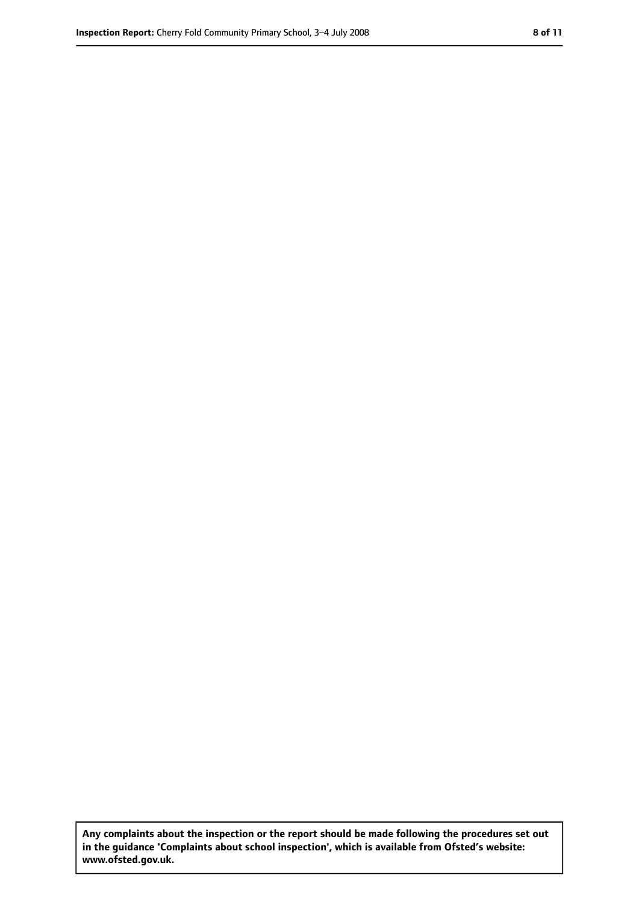**Any complaints about the inspection or the report should be made following the procedures set out in the guidance 'Complaints about school inspection', which is available from Ofsted's website: www.ofsted.gov.uk.**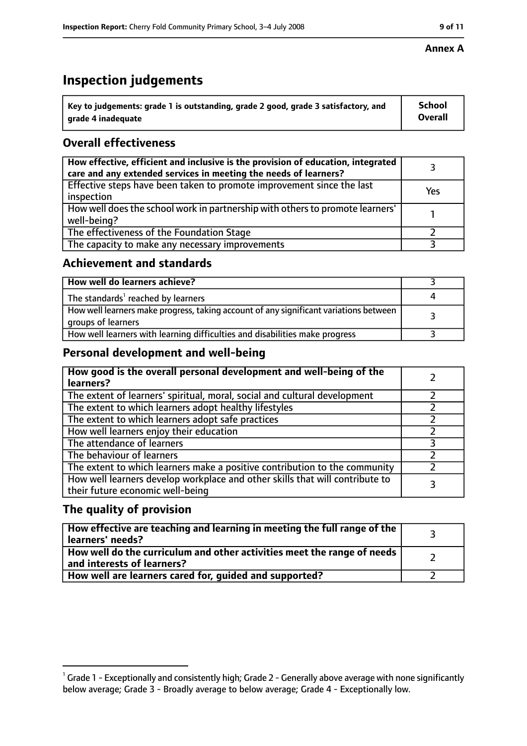Annex A

# Inspection judgements

| Key to judgements: grade 1 is outstanding, grade 2 good, grade 3 satisfactory, and grade 4 inadequate | School Overall |
|---|---|

## Overall effectiveness

| | |
|---|---|
| How effective, efficient and inclusive is the provision of education, integrated care and any extended services in meeting the needs of learners? | 3 |
| Effective steps have been taken to promote improvement since the last inspection | Yes |
| How well does the school work in partnership with others to promote learners' well-being? | 1 |
| The effectiveness of the Foundation Stage | 2 |
| The capacity to make any necessary improvements | 3 |

## Achievement and standards

| | |
|---|---|
| How well do learners achieve? | 3 |
| The standards[1] reached by learners | 4 |
| How well learners make progress, taking account of any significant variations between groups of learners | 3 |
| How well learners with learning difficulties and disabilities make progress | 3 |

## Personal development and well-being

| | |
|---|---|
| How good is the overall personal development and well-being of the learners? | 2 |
| The extent of learners' spiritual, moral, social and cultural development | 2 |
| The extent to which learners adopt healthy lifestyles | 2 |
| The extent to which learners adopt safe practices | 2 |
| How well learners enjoy their education | 2 |
| The attendance of learners | 3 |
| The behaviour of learners | 2 |
| The extent to which learners make a positive contribution to the community | 2 |
| How well learners develop workplace and other skills that will contribute to their future economic well-being | 3 |

## The quality of provision

| | |
|---|---|
| How effective are teaching and learning in meeting the full range of the learners' needs? | 3 |
| How well do the curriculum and other activities meet the range of needs and interests of learners? | 2 |
| How well are learners cared for, guided and supported? | 2 |

[1] Grade 1 - Exceptionally and consistently high; Grade 2 - Generally above average with none significantly below average; Grade 3 - Broadly average to below average; Grade 4 - Exceptionally low.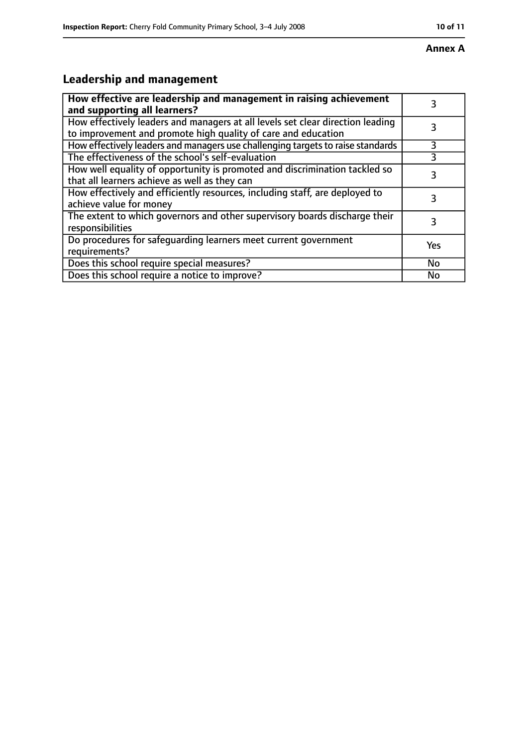**Annex A**

## Leadership and management

| How effective are leadership and management in raising achievement and supporting all learners? | 3 |
|---|---|
| How effectively leaders and managers at all levels set clear direction leading to improvement and promote high quality of care and education | 3 |
| How effectively leaders and managers use challenging targets to raise standards | 3 |
| The effectiveness of the school's self-evaluation | 3 |
| How well equality of opportunity is promoted and discrimination tackled so that all learners achieve as well as they can | 3 |
| How effectively and efficiently resources, including staff, are deployed to achieve value for money | 3 |
| The extent to which governors and other supervisory boards discharge their responsibilities | 3 |
| Do procedures for safeguarding learners meet current government requirements? | Yes |
| Does this school require special measures? | No |
| Does this school require a notice to improve? | No |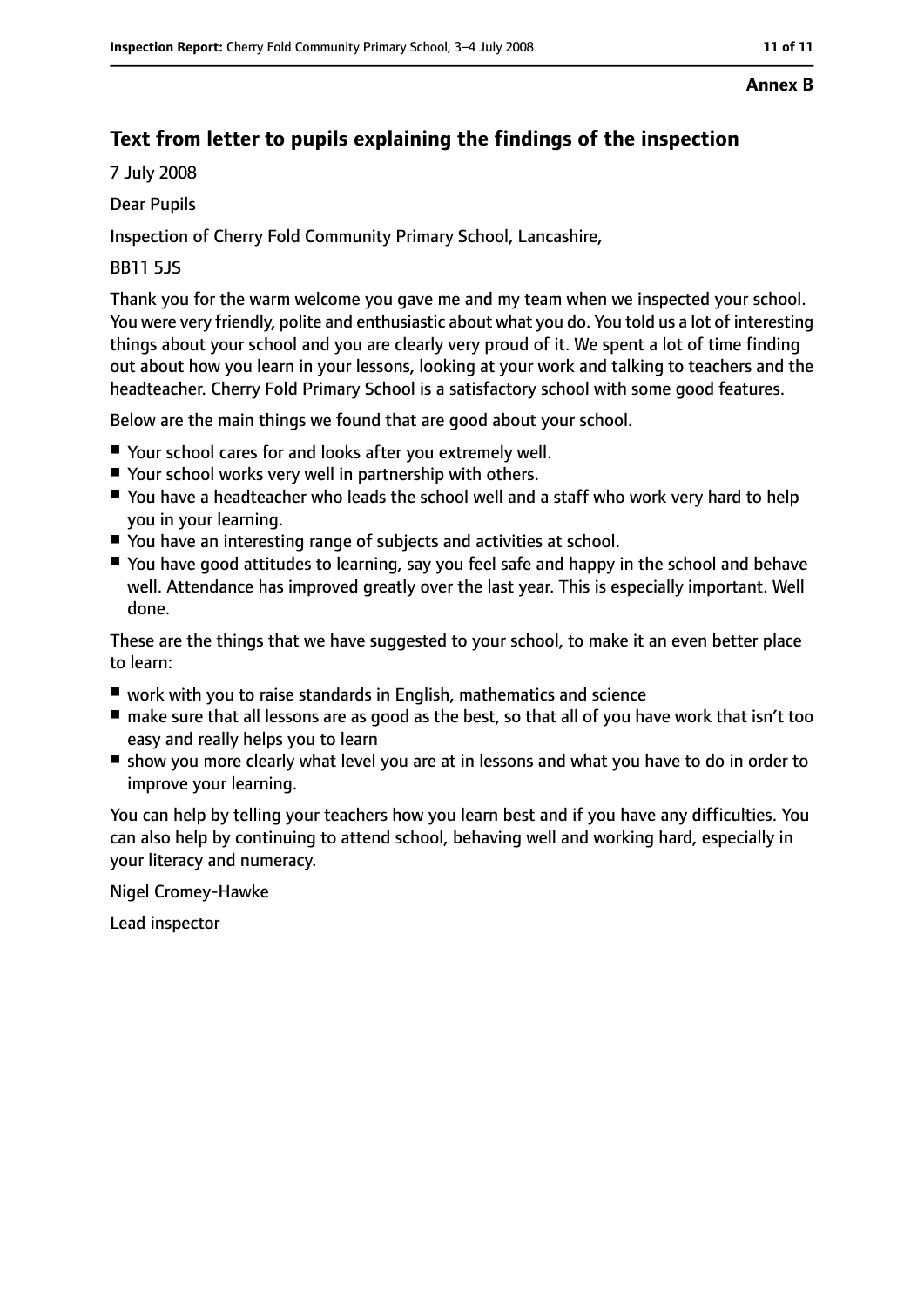**Annex B**

## Text from letter to pupils explaining the findings of the inspection

7 July 2008

Dear Pupils

Inspection of Cherry Fold Community Primary School, Lancashire,

BB11 5JS

Thank you for the warm welcome you gave me and my team when we inspected your school. You were very friendly, polite and enthusiastic about what you do. You told us a lot of interesting things about your school and you are clearly very proud of it. We spent a lot of time finding out about how you learn in your lessons, looking at your work and talking to teachers and the headteacher. Cherry Fold Primary School is a satisfactory school with some good features.

Below are the main things we found that are good about your school.

- Your school cares for and looks after you extremely well.
- Your school works very well in partnership with others.
- You have a headteacher who leads the school well and a staff who work very hard to help you in your learning.
- You have an interesting range of subjects and activities at school.
- You have good attitudes to learning, say you feel safe and happy in the school and behave well. Attendance has improved greatly over the last year. This is especially important. Well done.

These are the things that we have suggested to your school, to make it an even better place to learn:

- work with you to raise standards in English, mathematics and science
- make sure that all lessons are as good as the best, so that all of you have work that isn't too easy and really helps you to learn
- show you more clearly what level you are at in lessons and what you have to do in order to improve your learning.

You can help by telling your teachers how you learn best and if you have any difficulties. You can also help by continuing to attend school, behaving well and working hard, especially in your literacy and numeracy.

Nigel Cromey-Hawke

Lead inspector